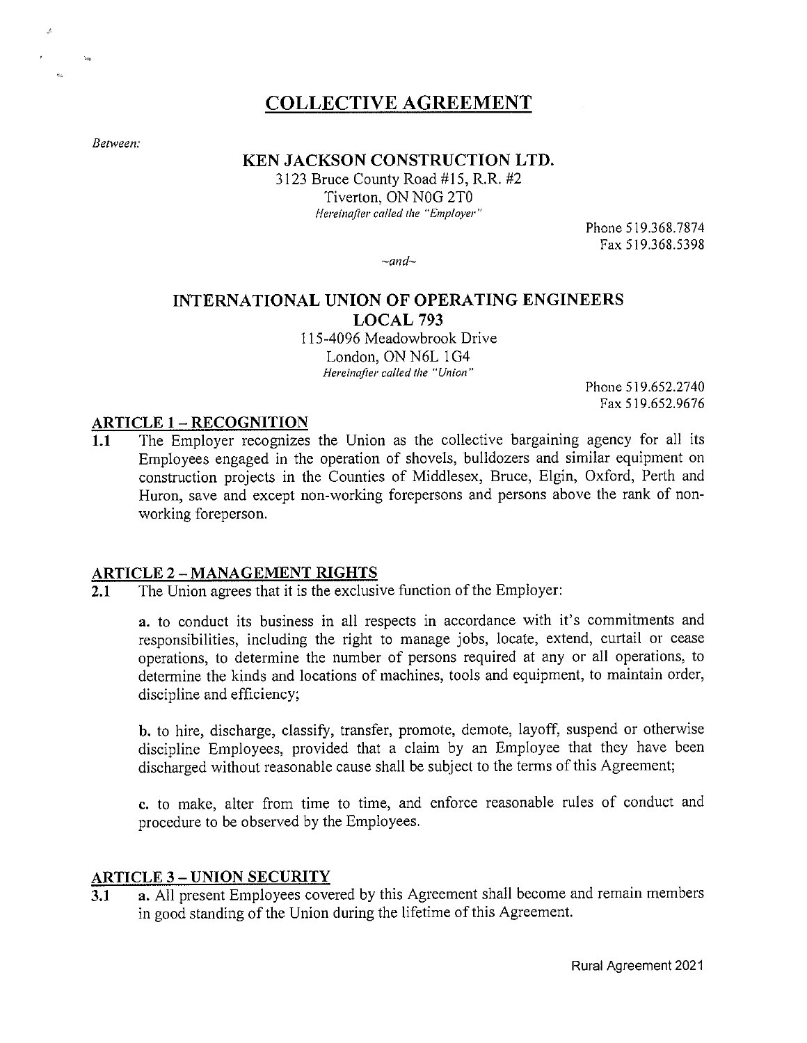# COLLECTIVE AGREEMENT

*Between:*

**KEN JACKSON CONSTRUCTION LTD.**

3123 Bruce County Road #15, R.R. #2
Tiverton, ON N0G 2T0
*Hereinafter called the "Employer"*

Phone 519.368.7874
Fax 519.368.5398

*~and~*

**INTERNATIONAL UNION OF OPERATING ENGINEERS LOCAL 793**

115-4096 Meadowbrook Drive
London, ON N6L 1G4
*Hereinafter called the "Union"*

Phone 519.652.2740
Fax 519.652.9676

## ARTICLE 1 – RECOGNITION

**1.1** The Employer recognizes the Union as the collective bargaining agency for all its Employees engaged in the operation of shovels, bulldozers and similar equipment on construction projects in the Counties of Middlesex, Bruce, Elgin, Oxford, Perth and Huron, save and except non-working forepersons and persons above the rank of non-working foreperson.

## ARTICLE 2 – MANAGEMENT RIGHTS

**2.1** The Union agrees that it is the exclusive function of the Employer:

**a.** to conduct its business in all respects in accordance with it's commitments and responsibilities, including the right to manage jobs, locate, extend, curtail or cease operations, to determine the number of persons required at any or all operations, to determine the kinds and locations of machines, tools and equipment, to maintain order, discipline and efficiency;

**b.** to hire, discharge, classify, transfer, promote, demote, layoff, suspend or otherwise discipline Employees, provided that a claim by an Employee that they have been discharged without reasonable cause shall be subject to the terms of this Agreement;

**c.** to make, alter from time to time, and enforce reasonable rules of conduct and procedure to be observed by the Employees.

## ARTICLE 3 – UNION SECURITY

**3.1** **a.** All present Employees covered by this Agreement shall become and remain members in good standing of the Union during the lifetime of this Agreement.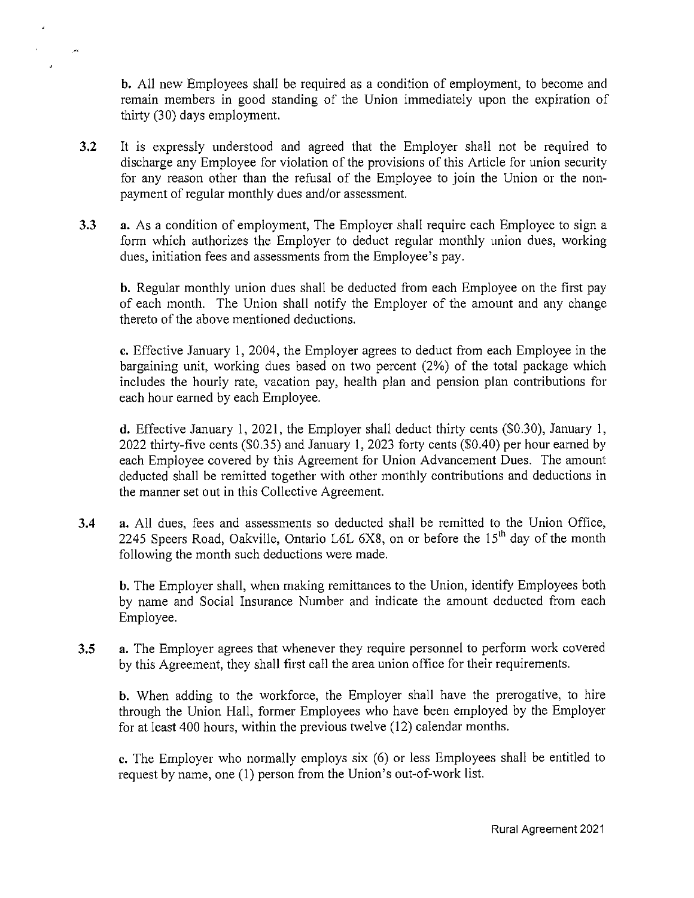**b.** All new Employees shall be required as a condition of employment, to become and remain members in good standing of the Union immediately upon the expiration of thirty (30) days employment.

**3.2** It is expressly understood and agreed that the Employer shall not be required to discharge any Employee for violation of the provisions of this Article for union security for any reason other than the refusal of the Employee to join the Union or the non-payment of regular monthly dues and/or assessment.

**3.3** **a.** As a condition of employment, The Employer shall require each Employee to sign a form which authorizes the Employer to deduct regular monthly union dues, working dues, initiation fees and assessments from the Employee's pay.

**b.** Regular monthly union dues shall be deducted from each Employee on the first pay of each month. The Union shall notify the Employer of the amount and any change thereto of the above mentioned deductions.

**c.** Effective January 1, 2004, the Employer agrees to deduct from each Employee in the bargaining unit, working dues based on two percent (2%) of the total package which includes the hourly rate, vacation pay, health plan and pension plan contributions for each hour earned by each Employee.

**d.** Effective January 1, 2021, the Employer shall deduct thirty cents ($0.30), January 1, 2022 thirty-five cents ($0.35) and January 1, 2023 forty cents ($0.40) per hour earned by each Employee covered by this Agreement for Union Advancement Dues. The amount deducted shall be remitted together with other monthly contributions and deductions in the manner set out in this Collective Agreement.

**3.4** **a.** All dues, fees and assessments so deducted shall be remitted to the Union Office, 2245 Speers Road, Oakville, Ontario L6L 6X8, on or before the 15th day of the month following the month such deductions were made.

**b.** The Employer shall, when making remittances to the Union, identify Employees both by name and Social Insurance Number and indicate the amount deducted from each Employee.

**3.5** **a.** The Employer agrees that whenever they require personnel to perform work covered by this Agreement, they shall first call the area union office for their requirements.

**b.** When adding to the workforce, the Employer shall have the prerogative, to hire through the Union Hall, former Employees who have been employed by the Employer for at least 400 hours, within the previous twelve (12) calendar months.

**c.** The Employer who normally employs six (6) or less Employees shall be entitled to request by name, one (1) person from the Union's out-of-work list.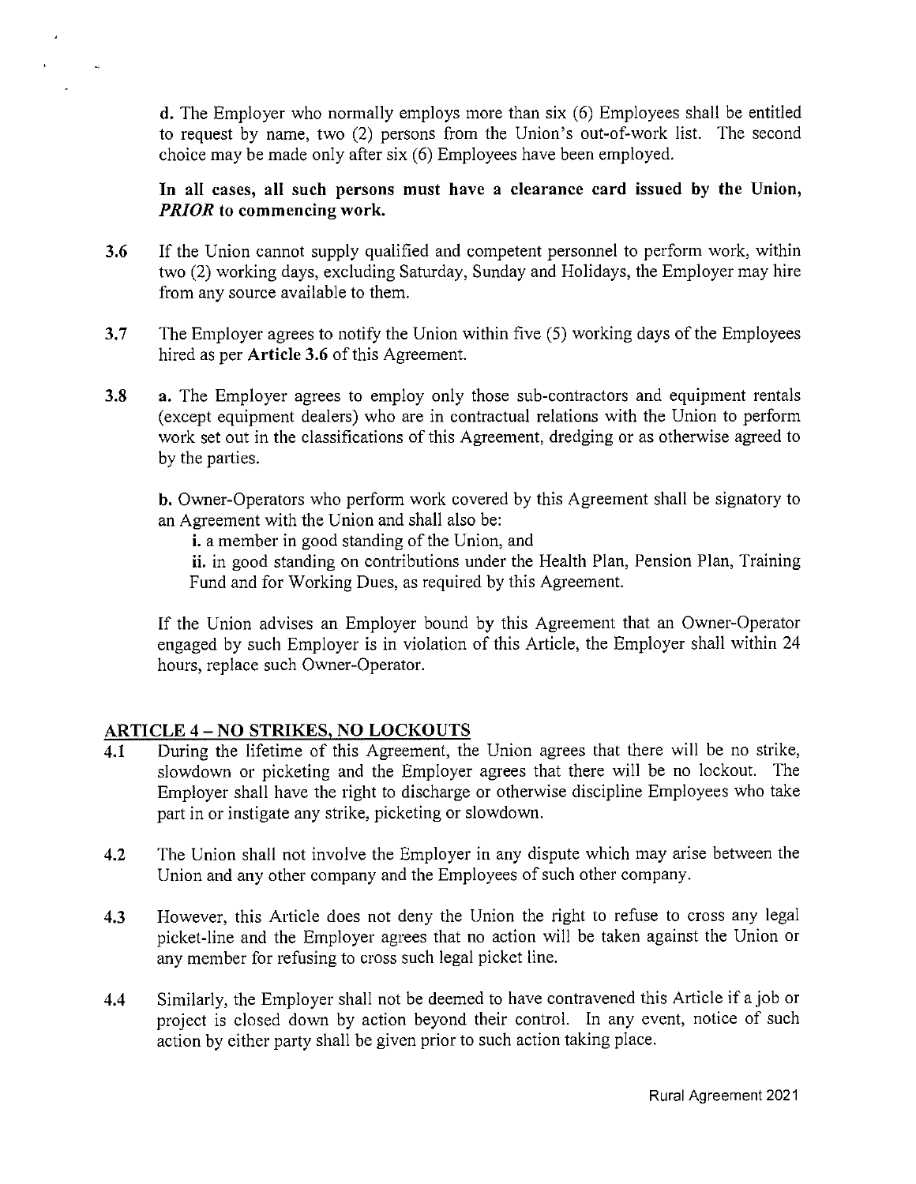d. The Employer who normally employs more than six (6) Employees shall be entitled to request by name, two (2) persons from the Union's out-of-work list. The second choice may be made only after six (6) Employees have been employed.

**In all cases, all such persons must have a clearance card issued by the Union, *PRIOR* to commencing work.**

**3.6** If the Union cannot supply qualified and competent personnel to perform work, within two (2) working days, excluding Saturday, Sunday and Holidays, the Employer may hire from any source available to them.

**3.7** The Employer agrees to notify the Union within five (5) working days of the Employees hired as per **Article 3.6** of this Agreement.

**3.8** **a.** The Employer agrees to employ only those sub-contractors and equipment rentals (except equipment dealers) who are in contractual relations with the Union to perform work set out in the classifications of this Agreement, dredging or as otherwise agreed to by the parties.

**b.** Owner-Operators who perform work covered by this Agreement shall be signatory to an Agreement with the Union and shall also be:

**i.** a member in good standing of the Union, and

**ii.** in good standing on contributions under the Health Plan, Pension Plan, Training Fund and for Working Dues, as required by this Agreement.

If the Union advises an Employer bound by this Agreement that an Owner-Operator engaged by such Employer is in violation of this Article, the Employer shall within 24 hours, replace such Owner-Operator.

## ARTICLE 4 – NO STRIKES, NO LOCKOUTS

**4.1** During the lifetime of this Agreement, the Union agrees that there will be no strike, slowdown or picketing and the Employer agrees that there will be no lockout. The Employer shall have the right to discharge or otherwise discipline Employees who take part in or instigate any strike, picketing or slowdown.

**4.2** The Union shall not involve the Employer in any dispute which may arise between the Union and any other company and the Employees of such other company.

**4.3** However, this Article does not deny the Union the right to refuse to cross any legal picket-line and the Employer agrees that no action will be taken against the Union or any member for refusing to cross such legal picket line.

**4.4** Similarly, the Employer shall not be deemed to have contravened this Article if a job or project is closed down by action beyond their control. In any event, notice of such action by either party shall be given prior to such action taking place.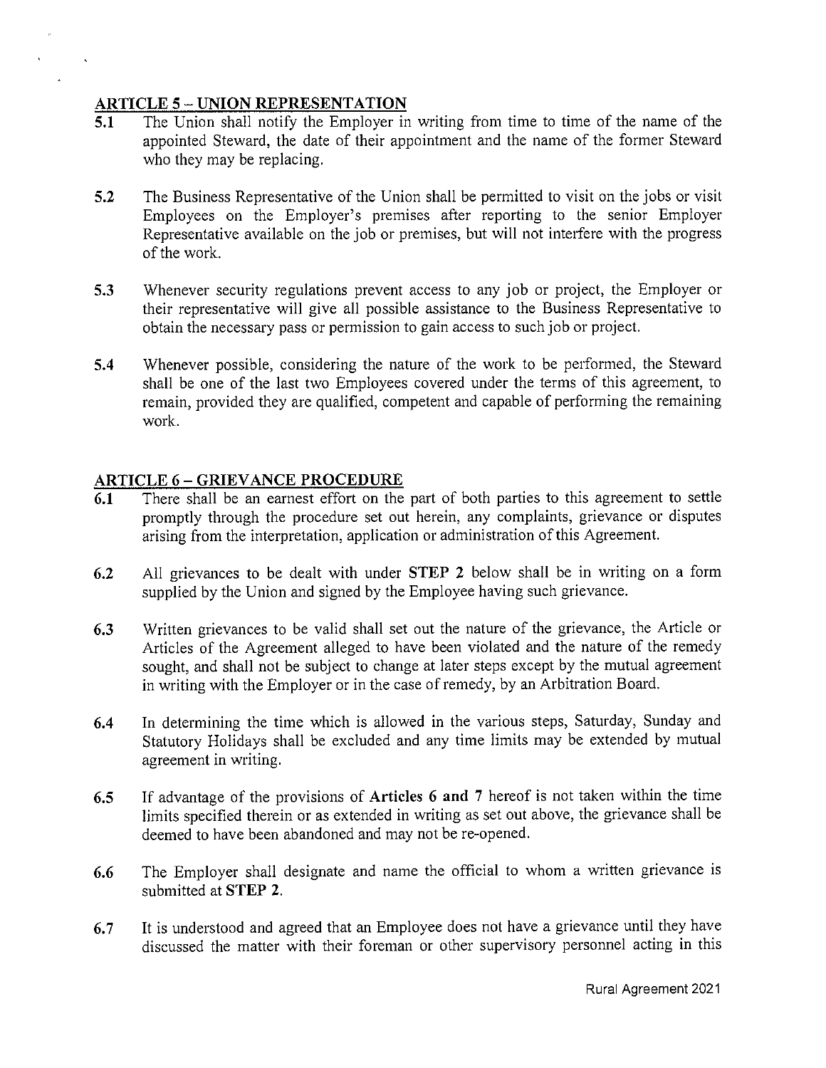## ARTICLE 5 – UNION REPRESENTATION

**5.1** The Union shall notify the Employer in writing from time to time of the name of the appointed Steward, the date of their appointment and the name of the former Steward who they may be replacing.

**5.2** The Business Representative of the Union shall be permitted to visit on the jobs or visit Employees on the Employer's premises after reporting to the senior Employer Representative available on the job or premises, but will not interfere with the progress of the work.

**5.3** Whenever security regulations prevent access to any job or project, the Employer or their representative will give all possible assistance to the Business Representative to obtain the necessary pass or permission to gain access to such job or project.

**5.4** Whenever possible, considering the nature of the work to be performed, the Steward shall be one of the last two Employees covered under the terms of this agreement, to remain, provided they are qualified, competent and capable of performing the remaining work.

## ARTICLE 6 – GRIEVANCE PROCEDURE

**6.1** There shall be an earnest effort on the part of both parties to this agreement to settle promptly through the procedure set out herein, any complaints, grievance or disputes arising from the interpretation, application or administration of this Agreement.

**6.2** All grievances to be dealt with under **STEP 2** below shall be in writing on a form supplied by the Union and signed by the Employee having such grievance.

**6.3** Written grievances to be valid shall set out the nature of the grievance, the Article or Articles of the Agreement alleged to have been violated and the nature of the remedy sought, and shall not be subject to change at later steps except by the mutual agreement in writing with the Employer or in the case of remedy, by an Arbitration Board.

**6.4** In determining the time which is allowed in the various steps, Saturday, Sunday and Statutory Holidays shall be excluded and any time limits may be extended by mutual agreement in writing.

**6.5** If advantage of the provisions of **Articles 6 and 7** hereof is not taken within the time limits specified therein or as extended in writing as set out above, the grievance shall be deemed to have been abandoned and may not be re-opened.

**6.6** The Employer shall designate and name the official to whom a written grievance is submitted at **STEP 2**.

**6.7** It is understood and agreed that an Employee does not have a grievance until they have discussed the matter with their foreman or other supervisory personnel acting in this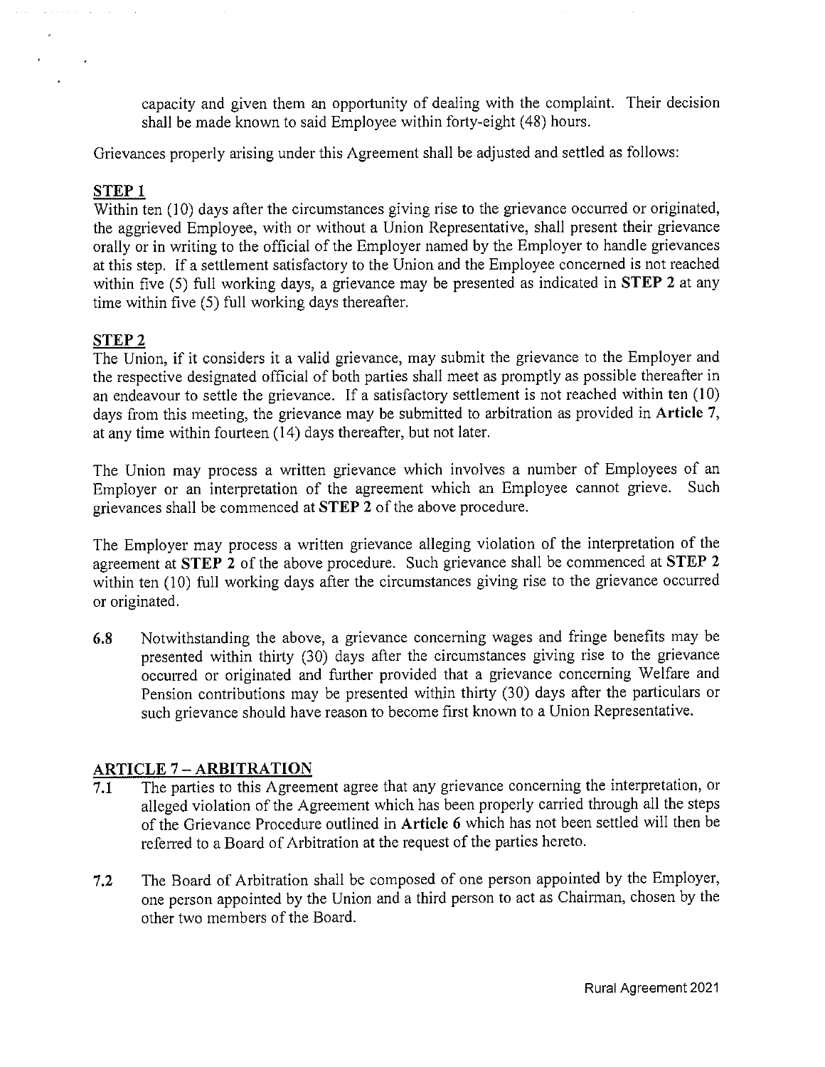capacity and given them an opportunity of dealing with the complaint. Their decision shall be made known to said Employee within forty-eight (48) hours.

Grievances properly arising under this Agreement shall be adjusted and settled as follows:

**STEP 1**

Within ten (10) days after the circumstances giving rise to the grievance occurred or originated, the aggrieved Employee, with or without a Union Representative, shall present their grievance orally or in writing to the official of the Employer named by the Employer to handle grievances at this step. If a settlement satisfactory to the Union and the Employee concerned is not reached within five (5) full working days, a grievance may be presented as indicated in **STEP 2** at any time within five (5) full working days thereafter.

**STEP 2**

The Union, if it considers it a valid grievance, may submit the grievance to the Employer and the respective designated official of both parties shall meet as promptly as possible thereafter in an endeavour to settle the grievance. If a satisfactory settlement is not reached within ten (10) days from this meeting, the grievance may be submitted to arbitration as provided in **Article 7**, at any time within fourteen (14) days thereafter, but not later.

The Union may process a written grievance which involves a number of Employees of an Employer or an interpretation of the agreement which an Employee cannot grieve. Such grievances shall be commenced at **STEP 2** of the above procedure.

The Employer may process a written grievance alleging violation of the interpretation of the agreement at **STEP 2** of the above procedure. Such grievance shall be commenced at **STEP 2** within ten (10) full working days after the circumstances giving rise to the grievance occurred or originated.

**6.8** Notwithstanding the above, a grievance concerning wages and fringe benefits may be presented within thirty (30) days after the circumstances giving rise to the grievance occurred or originated and further provided that a grievance concerning Welfare and Pension contributions may be presented within thirty (30) days after the particulars or such grievance should have reason to become first known to a Union Representative.

## ARTICLE 7 – ARBITRATION

**7.1** The parties to this Agreement agree that any grievance concerning the interpretation, or alleged violation of the Agreement which has been properly carried through all the steps of the Grievance Procedure outlined in **Article 6** which has not been settled will then be referred to a Board of Arbitration at the request of the parties hereto.

**7.2** The Board of Arbitration shall be composed of one person appointed by the Employer, one person appointed by the Union and a third person to act as Chairman, chosen by the other two members of the Board.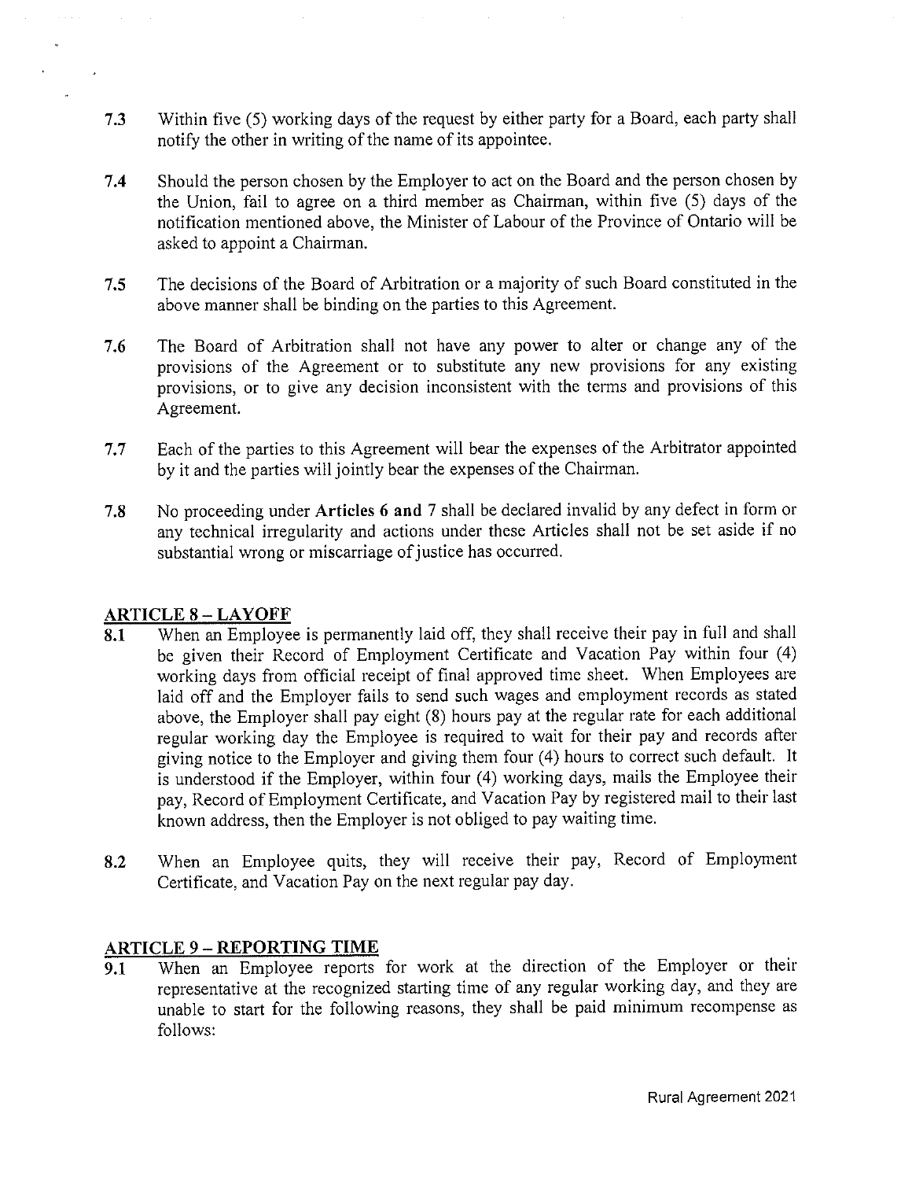7.3 Within five (5) working days of the request by either party for a Board, each party shall notify the other in writing of the name of its appointee.

7.4 Should the person chosen by the Employer to act on the Board and the person chosen by the Union, fail to agree on a third member as Chairman, within five (5) days of the notification mentioned above, the Minister of Labour of the Province of Ontario will be asked to appoint a Chairman.

7.5 The decisions of the Board of Arbitration or a majority of such Board constituted in the above manner shall be binding on the parties to this Agreement.

7.6 The Board of Arbitration shall not have any power to alter or change any of the provisions of the Agreement or to substitute any new provisions for any existing provisions, or to give any decision inconsistent with the terms and provisions of this Agreement.

7.7 Each of the parties to this Agreement will bear the expenses of the Arbitrator appointed by it and the parties will jointly bear the expenses of the Chairman.

7.8 No proceeding under **Articles 6 and** 7 shall be declared invalid by any defect in form or any technical irregularity and actions under these Articles shall not be set aside if no substantial wrong or miscarriage of justice has occurred.

## ARTICLE 8 – LAYOFF

8.1 When an Employee is permanently laid off, they shall receive their pay in full and shall be given their Record of Employment Certificate and Vacation Pay within four (4) working days from official receipt of final approved time sheet. When Employees are laid off and the Employer fails to send such wages and employment records as stated above, the Employer shall pay eight (8) hours pay at the regular rate for each additional regular working day the Employee is required to wait for their pay and records after giving notice to the Employer and giving them four (4) hours to correct such default. It is understood if the Employer, within four (4) working days, mails the Employee their pay, Record of Employment Certificate, and Vacation Pay by registered mail to their last known address, then the Employer is not obliged to pay waiting time.

8.2 When an Employee quits, they will receive their pay, Record of Employment Certificate, and Vacation Pay on the next regular pay day.

## ARTICLE 9 – REPORTING TIME

9.1 When an Employee reports for work at the direction of the Employer or their representative at the recognized starting time of any regular working day, and they are unable to start for the following reasons, they shall be paid minimum recompense as follows: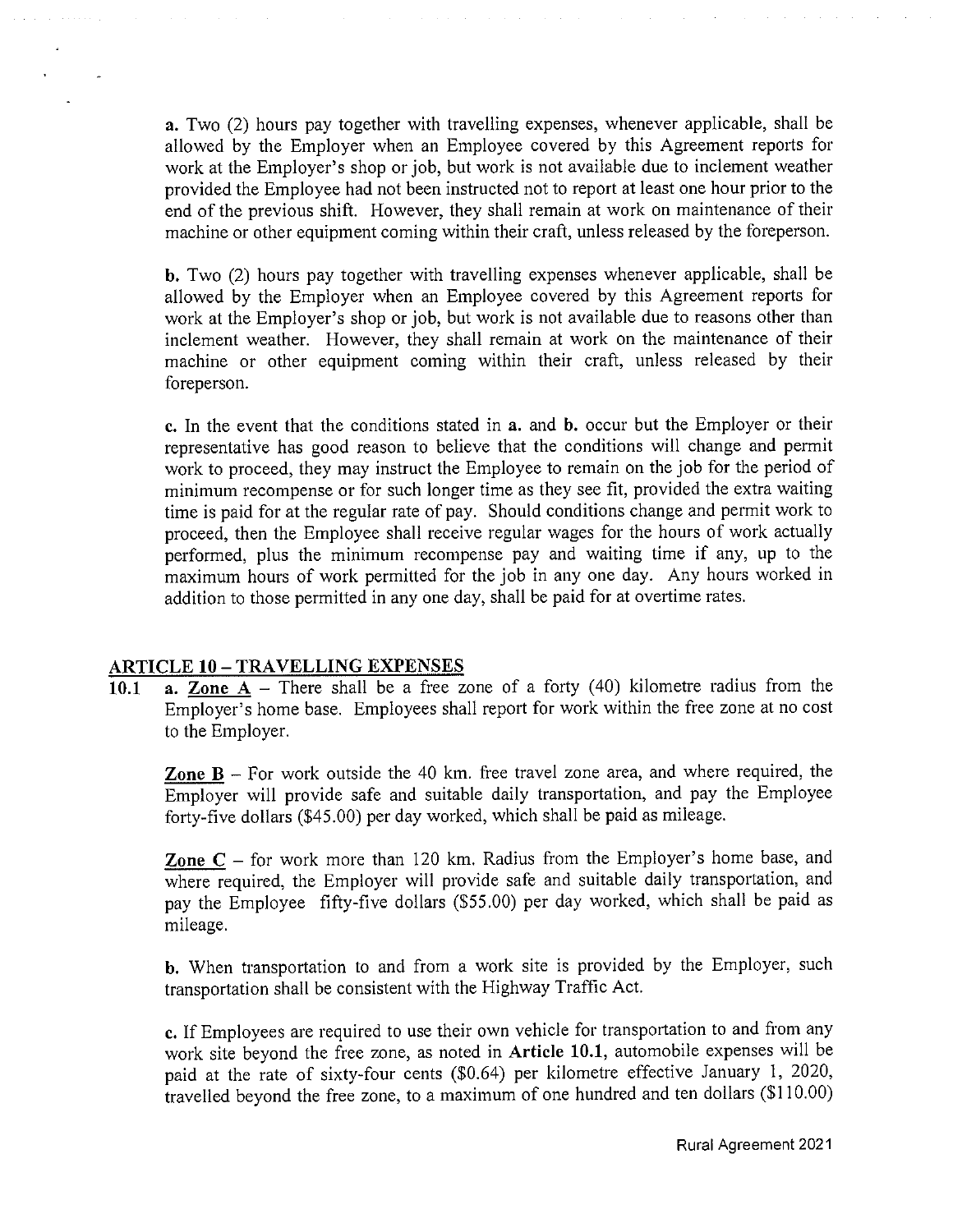**a.** Two (2) hours pay together with travelling expenses, whenever applicable, shall be allowed by the Employer when an Employee covered by this Agreement reports for work at the Employer's shop or job, but work is not available due to inclement weather provided the Employee had not been instructed not to report at least one hour prior to the end of the previous shift. However, they shall remain at work on maintenance of their machine or other equipment coming within their craft, unless released by the foreperson.

**b.** Two (2) hours pay together with travelling expenses whenever applicable, shall be allowed by the Employer when an Employee covered by this Agreement reports for work at the Employer's shop or job, but work is not available due to reasons other than inclement weather. However, they shall remain at work on the maintenance of their machine or other equipment coming within their craft, unless released by their foreperson.

**c.** In the event that the conditions stated in **a.** and **b.** occur but the Employer or their representative has good reason to believe that the conditions will change and permit work to proceed, they may instruct the Employee to remain on the job for the period of minimum recompense or for such longer time as they see fit, provided the extra waiting time is paid for at the regular rate of pay. Should conditions change and permit work to proceed, then the Employee shall receive regular wages for the hours of work actually performed, plus the minimum recompense pay and waiting time if any, up to the maximum hours of work permitted for the job in any one day. Any hours worked in addition to those permitted in any one day, shall be paid for at overtime rates.

## ARTICLE 10 – TRAVELLING EXPENSES

**10.1** **a. Zone A** – There shall be a free zone of a forty (40) kilometre radius from the Employer's home base. Employees shall report for work within the free zone at no cost to the Employer.

**Zone B** – For work outside the 40 km. free travel zone area, and where required, the Employer will provide safe and suitable daily transportation, and pay the Employee forty-five dollars ($45.00) per day worked, which shall be paid as mileage.

**Zone C** – for work more than 120 km. Radius from the Employer's home base, and where required, the Employer will provide safe and suitable daily transportation, and pay the Employee fifty-five dollars ($55.00) per day worked, which shall be paid as mileage.

**b.** When transportation to and from a work site is provided by the Employer, such transportation shall be consistent with the Highway Traffic Act.

**c.** If Employees are required to use their own vehicle for transportation to and from any work site beyond the free zone, as noted in **Article 10.1**, automobile expenses will be paid at the rate of sixty-four cents ($0.64) per kilometre effective January 1, 2020, travelled beyond the free zone, to a maximum of one hundred and ten dollars ($110.00)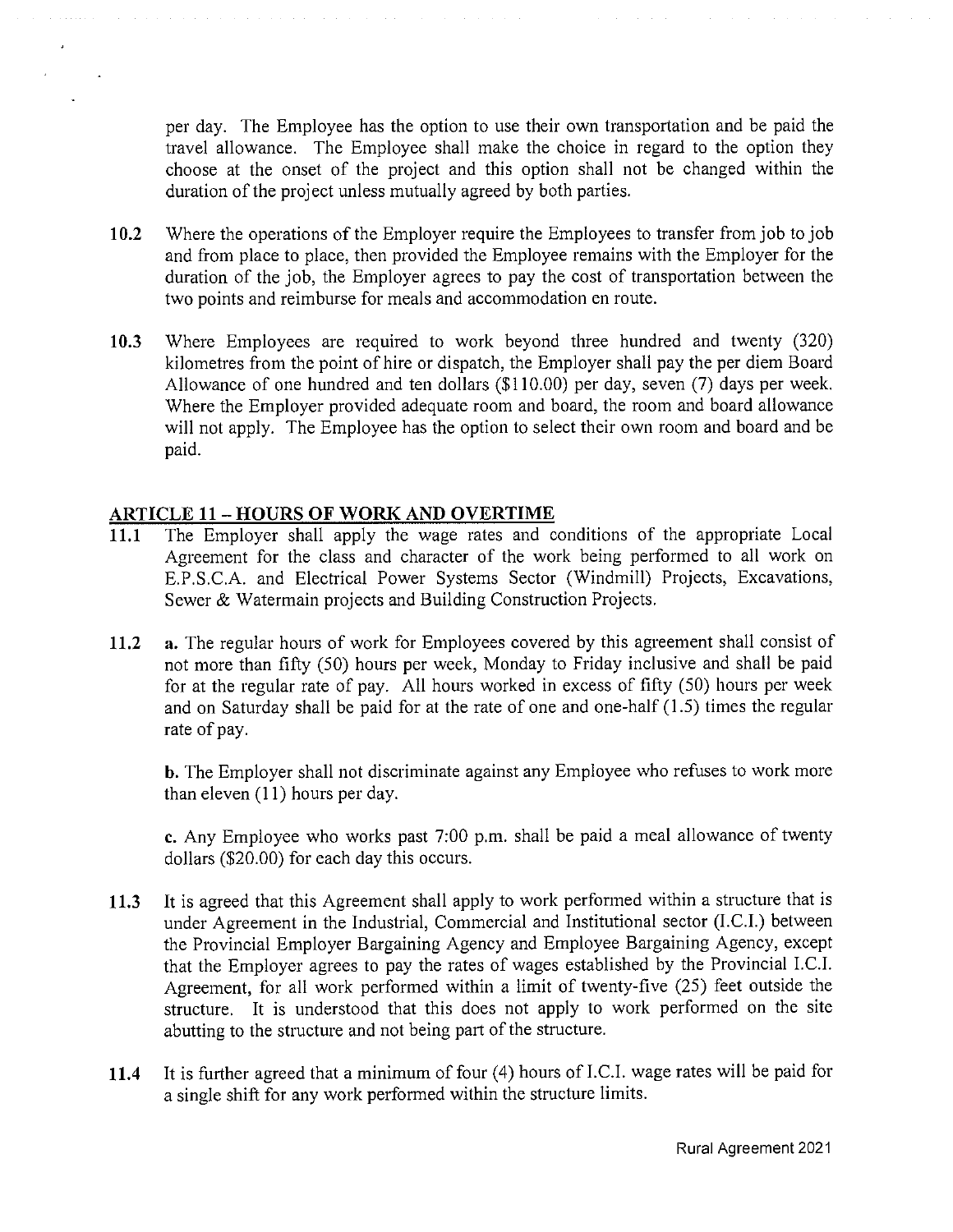per day. The Employee has the option to use their own transportation and be paid the travel allowance. The Employee shall make the choice in regard to the option they choose at the onset of the project and this option shall not be changed within the duration of the project unless mutually agreed by both parties.

**10.2** Where the operations of the Employer require the Employees to transfer from job to job and from place to place, then provided the Employee remains with the Employer for the duration of the job, the Employer agrees to pay the cost of transportation between the two points and reimburse for meals and accommodation en route.

**10.3** Where Employees are required to work beyond three hundred and twenty (320) kilometres from the point of hire or dispatch, the Employer shall pay the per diem Board Allowance of one hundred and ten dollars ($110.00) per day, seven (7) days per week. Where the Employer provided adequate room and board, the room and board allowance will not apply. The Employee has the option to select their own room and board and be paid.

## ARTICLE 11 – HOURS OF WORK AND OVERTIME

**11.1** The Employer shall apply the wage rates and conditions of the appropriate Local Agreement for the class and character of the work being performed to all work on E.P.S.C.A. and Electrical Power Systems Sector (Windmill) Projects, Excavations, Sewer & Watermain projects and Building Construction Projects.

**11.2** **a.** The regular hours of work for Employees covered by this agreement shall consist of not more than fifty (50) hours per week, Monday to Friday inclusive and shall be paid for at the regular rate of pay. All hours worked in excess of fifty (50) hours per week and on Saturday shall be paid for at the rate of one and one-half (1.5) times the regular rate of pay.

**b.** The Employer shall not discriminate against any Employee who refuses to work more than eleven (11) hours per day.

**c.** Any Employee who works past 7:00 p.m. shall be paid a meal allowance of twenty dollars ($20.00) for each day this occurs.

**11.3** It is agreed that this Agreement shall apply to work performed within a structure that is under Agreement in the Industrial, Commercial and Institutional sector (I.C.I.) between the Provincial Employer Bargaining Agency and Employee Bargaining Agency, except that the Employer agrees to pay the rates of wages established by the Provincial I.C.I. Agreement, for all work performed within a limit of twenty-five (25) feet outside the structure. It is understood that this does not apply to work performed on the site abutting to the structure and not being part of the structure.

**11.4** It is further agreed that a minimum of four (4) hours of I.C.I. wage rates will be paid for a single shift for any work performed within the structure limits.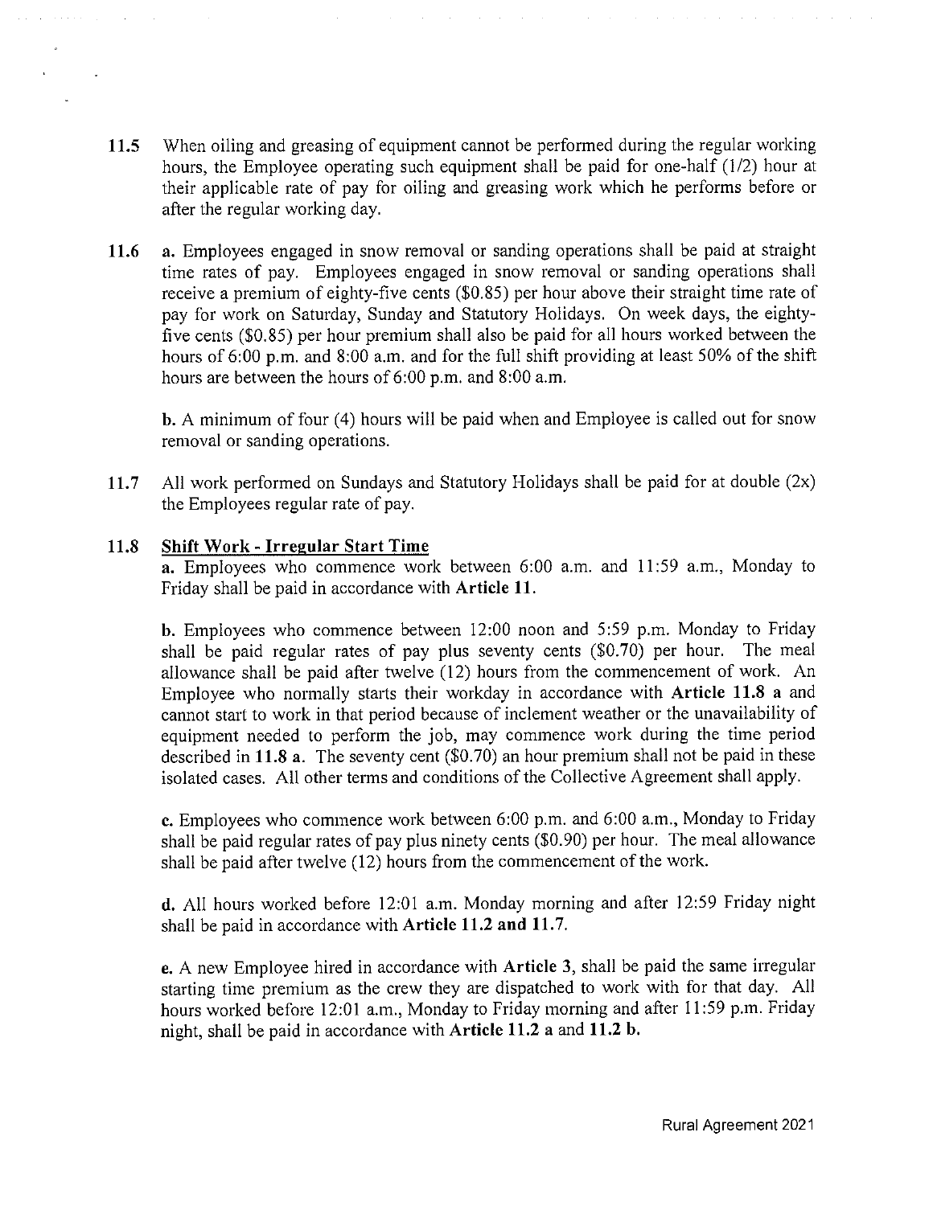**11.5** When oiling and greasing of equipment cannot be performed during the regular working hours, the Employee operating such equipment shall be paid for one-half (1/2) hour at their applicable rate of pay for oiling and greasing work which he performs before or after the regular working day.

**11.6** **a.** Employees engaged in snow removal or sanding operations shall be paid at straight time rates of pay. Employees engaged in snow removal or sanding operations shall receive a premium of eighty-five cents ($0.85) per hour above their straight time rate of pay for work on Saturday, Sunday and Statutory Holidays. On week days, the eighty-five cents ($0.85) per hour premium shall also be paid for all hours worked between the hours of 6:00 p.m. and 8:00 a.m. and for the full shift providing at least 50% of the shift hours are between the hours of 6:00 p.m. and 8:00 a.m.

**b.** A minimum of four (4) hours will be paid when and Employee is called out for snow removal or sanding operations.

**11.7** All work performed on Sundays and Statutory Holidays shall be paid for at double (2x) the Employees regular rate of pay.

**11.8** **Shift Work - Irregular Start Time**

**a.** Employees who commence work between 6:00 a.m. and 11:59 a.m., Monday to Friday shall be paid in accordance with **Article 11.**

**b.** Employees who commence between 12:00 noon and 5:59 p.m. Monday to Friday shall be paid regular rates of pay plus seventy cents ($0.70) per hour. The meal allowance shall be paid after twelve (12) hours from the commencement of work. An Employee who normally starts their workday in accordance with **Article 11.8 a** and cannot start to work in that period because of inclement weather or the unavailability of equipment needed to perform the job, may commence work during the time period described in **11.8 a**. The seventy cent ($0.70) an hour premium shall not be paid in these isolated cases. All other terms and conditions of the Collective Agreement shall apply.

**c.** Employees who commence work between 6:00 p.m. and 6:00 a.m., Monday to Friday shall be paid regular rates of pay plus ninety cents ($0.90) per hour. The meal allowance shall be paid after twelve (12) hours from the commencement of the work.

**d.** All hours worked before 12:01 a.m. Monday morning and after 12:59 Friday night shall be paid in accordance with **Article 11.2 and 11.7.**

**e.** A new Employee hired in accordance with **Article 3**, shall be paid the same irregular starting time premium as the crew they are dispatched to work with for that day. All hours worked before 12:01 a.m., Monday to Friday morning and after 11:59 p.m. Friday night, shall be paid in accordance with **Article 11.2 a** and **11.2 b.**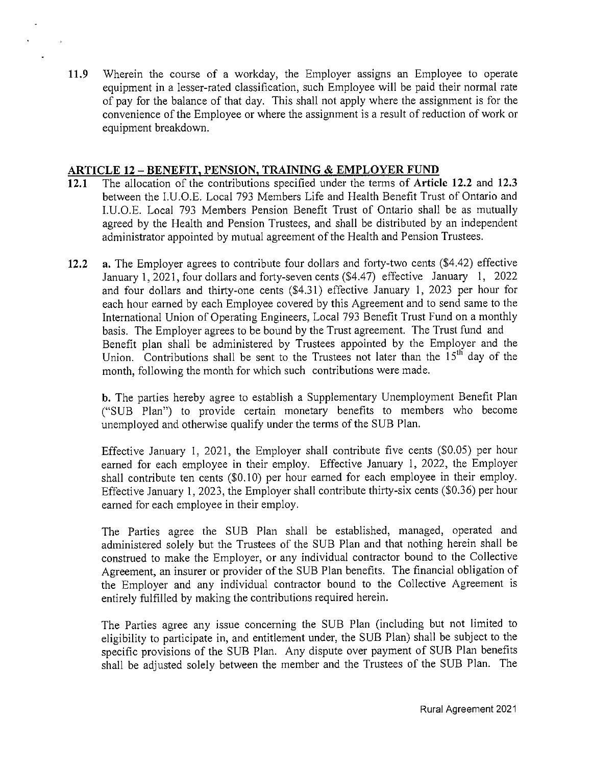**11.9** Wherein the course of a workday, the Employer assigns an Employee to operate equipment in a lesser-rated classification, such Employee will be paid their normal rate of pay for the balance of that day. This shall not apply where the assignment is for the convenience of the Employee or where the assignment is a result of reduction of work or equipment breakdown.

## ARTICLE 12 – BENEFIT, PENSION, TRAINING & EMPLOYER FUND

**12.1** The allocation of the contributions specified under the terms of **Article 12.2** and **12.3** between the I.U.O.E. Local 793 Members Life and Health Benefit Trust of Ontario and I.U.O.E. Local 793 Members Pension Benefit Trust of Ontario shall be as mutually agreed by the Health and Pension Trustees, and shall be distributed by an independent administrator appointed by mutual agreement of the Health and Pension Trustees.

**12.2** **a.** The Employer agrees to contribute four dollars and forty-two cents ($4.42) effective January 1, 2021, four dollars and forty-seven cents ($4.47) effective January 1, 2022 and four dollars and thirty-one cents ($4.31) effective January 1, 2023 per hour for each hour earned by each Employee covered by this Agreement and to send same to the International Union of Operating Engineers, Local 793 Benefit Trust Fund on a monthly basis. The Employer agrees to be bound by the Trust agreement. The Trust fund and Benefit plan shall be administered by Trustees appointed by the Employer and the Union. Contributions shall be sent to the Trustees not later than the 15th day of the month, following the month for which such contributions were made.

**b.** The parties hereby agree to establish a Supplementary Unemployment Benefit Plan ("SUB Plan") to provide certain monetary benefits to members who become unemployed and otherwise qualify under the terms of the SUB Plan.

Effective January 1, 2021, the Employer shall contribute five cents ($0.05) per hour earned for each employee in their employ. Effective January 1, 2022, the Employer shall contribute ten cents ($0.10) per hour earned for each employee in their employ. Effective January 1, 2023, the Employer shall contribute thirty-six cents ($0.36) per hour earned for each employee in their employ.

The Parties agree the SUB Plan shall be established, managed, operated and administered solely but the Trustees of the SUB Plan and that nothing herein shall be construed to make the Employer, or any individual contractor bound to the Collective Agreement, an insurer or provider of the SUB Plan benefits. The financial obligation of the Employer and any individual contractor bound to the Collective Agreement is entirely fulfilled by making the contributions required herein.

The Parties agree any issue concerning the SUB Plan (including but not limited to eligibility to participate in, and entitlement under, the SUB Plan) shall be subject to the specific provisions of the SUB Plan. Any dispute over payment of SUB Plan benefits shall be adjusted solely between the member and the Trustees of the SUB Plan. The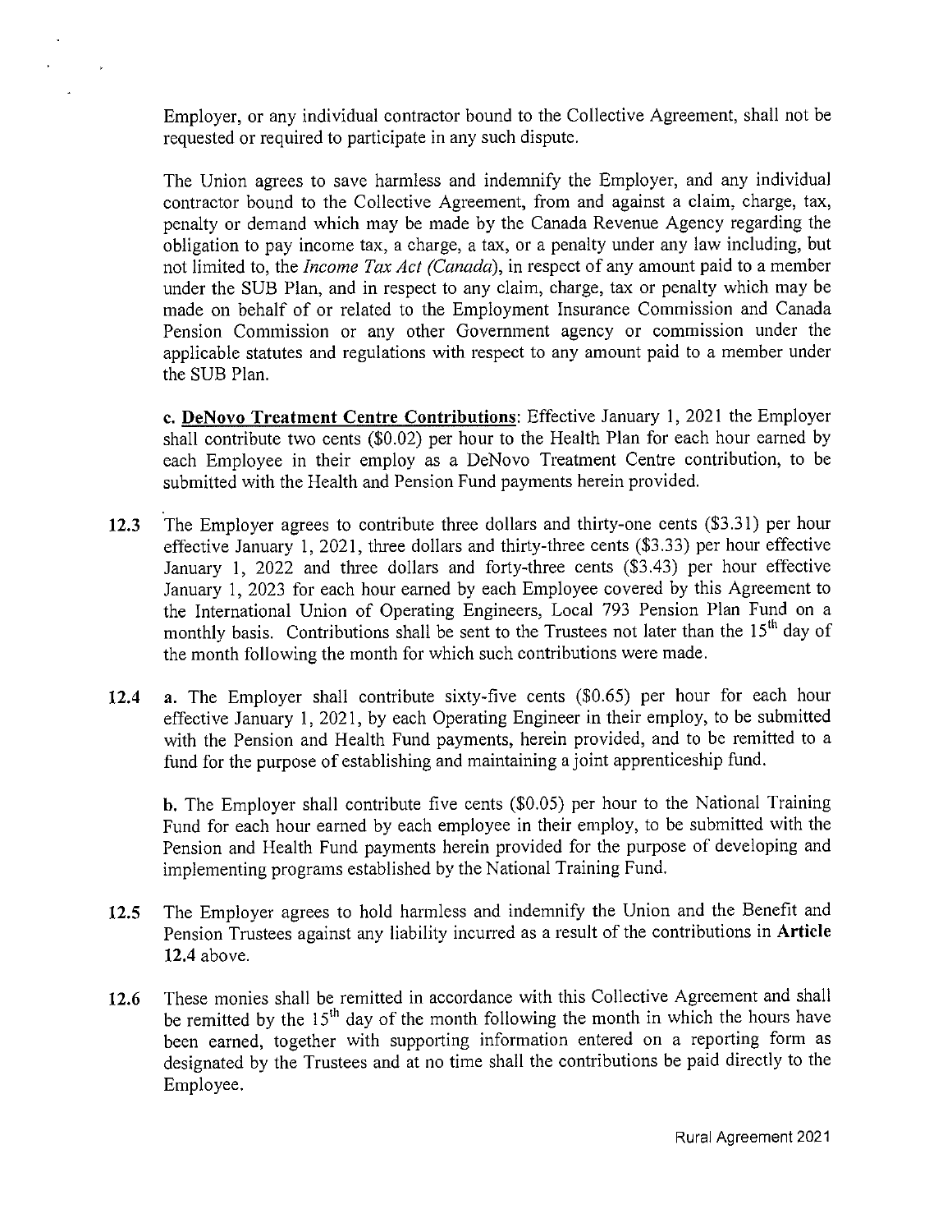Employer, or any individual contractor bound to the Collective Agreement, shall not be requested or required to participate in any such dispute.

The Union agrees to save harmless and indemnify the Employer, and any individual contractor bound to the Collective Agreement, from and against a claim, charge, tax, penalty or demand which may be made by the Canada Revenue Agency regarding the obligation to pay income tax, a charge, a tax, or a penalty under any law including, but not limited to, the *Income Tax Act (Canada)*, in respect of any amount paid to a member under the SUB Plan, and in respect to any claim, charge, tax or penalty which may be made on behalf of or related to the Employment Insurance Commission and Canada Pension Commission or any other Government agency or commission under the applicable statutes and regulations with respect to any amount paid to a member under the SUB Plan.

c. **DeNovo Treatment Centre Contributions**: Effective January 1, 2021 the Employer shall contribute two cents ($0.02) per hour to the Health Plan for each hour earned by each Employee in their employ as a DeNovo Treatment Centre contribution, to be submitted with the Health and Pension Fund payments herein provided.

**12.3** The Employer agrees to contribute three dollars and thirty-one cents ($3.31) per hour effective January 1, 2021, three dollars and thirty-three cents ($3.33) per hour effective January 1, 2022 and three dollars and forty-three cents ($3.43) per hour effective January 1, 2023 for each hour earned by each Employee covered by this Agreement to the International Union of Operating Engineers, Local 793 Pension Plan Fund on a monthly basis. Contributions shall be sent to the Trustees not later than the 15th day of the month following the month for which such contributions were made.

**12.4** **a.** The Employer shall contribute sixty-five cents ($0.65) per hour for each hour effective January 1, 2021, by each Operating Engineer in their employ, to be submitted with the Pension and Health Fund payments, herein provided, and to be remitted to a fund for the purpose of establishing and maintaining a joint apprenticeship fund.

**b.** The Employer shall contribute five cents ($0.05) per hour to the National Training Fund for each hour earned by each employee in their employ, to be submitted with the Pension and Health Fund payments herein provided for the purpose of developing and implementing programs established by the National Training Fund.

**12.5** The Employer agrees to hold harmless and indemnify the Union and the Benefit and Pension Trustees against any liability incurred as a result of the contributions in **Article 12.4** above.

**12.6** These monies shall be remitted in accordance with this Collective Agreement and shall be remitted by the 15th day of the month following the month in which the hours have been earned, together with supporting information entered on a reporting form as designated by the Trustees and at no time shall the contributions be paid directly to the Employee.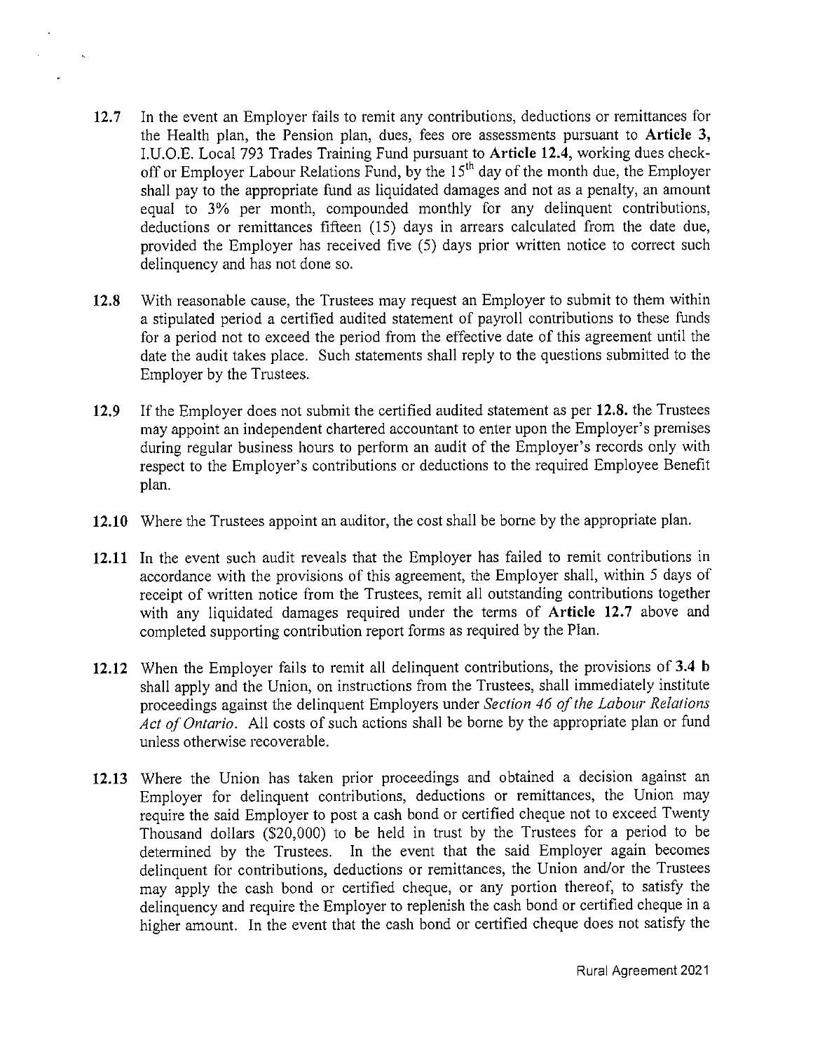**12.7** In the event an Employer fails to remit any contributions, deductions or remittances for the Health plan, the Pension plan, dues, fees ore assessments pursuant to **Article 3,** I.U.O.E. Local 793 Trades Training Fund pursuant to **Article 12.4**, working dues check-off or Employer Labour Relations Fund, by the 15th day of the month due, the Employer shall pay to the appropriate fund as liquidated damages and not as a penalty, an amount equal to 3% per month, compounded monthly for any delinquent contributions, deductions or remittances fifteen (15) days in arrears calculated from the date due, provided the Employer has received five (5) days prior written notice to correct such delinquency and has not done so.

**12.8** With reasonable cause, the Trustees may request an Employer to submit to them within a stipulated period a certified audited statement of payroll contributions to these funds for a period not to exceed the period from the effective date of this agreement until the date the audit takes place. Such statements shall reply to the questions submitted to the Employer by the Trustees.

**12.9** If the Employer does not submit the certified audited statement as per **12.8.** the Trustees may appoint an independent chartered accountant to enter upon the Employer's premises during regular business hours to perform an audit of the Employer's records only with respect to the Employer's contributions or deductions to the required Employee Benefit plan.

**12.10** Where the Trustees appoint an auditor, the cost shall be borne by the appropriate plan.

**12.11** In the event such audit reveals that the Employer has failed to remit contributions in accordance with the provisions of this agreement, the Employer shall, within 5 days of receipt of written notice from the Trustees, remit all outstanding contributions together with any liquidated damages required under the terms of **Article 12.7** above and completed supporting contribution report forms as required by the Plan.

**12.12** When the Employer fails to remit all delinquent contributions, the provisions of **3.4 b** shall apply and the Union, on instructions from the Trustees, shall immediately institute proceedings against the delinquent Employers under *Section 46 of the Labour Relations Act of Ontario*. All costs of such actions shall be borne by the appropriate plan or fund unless otherwise recoverable.

**12.13** Where the Union has taken prior proceedings and obtained a decision against an Employer for delinquent contributions, deductions or remittances, the Union may require the said Employer to post a cash bond or certified cheque not to exceed Twenty Thousand dollars ($20,000) to be held in trust by the Trustees for a period to be determined by the Trustees. In the event that the said Employer again becomes delinquent for contributions, deductions or remittances, the Union and/or the Trustees may apply the cash bond or certified cheque, or any portion thereof, to satisfy the delinquency and require the Employer to replenish the cash bond or certified cheque in a higher amount. In the event that the cash bond or certified cheque does not satisfy the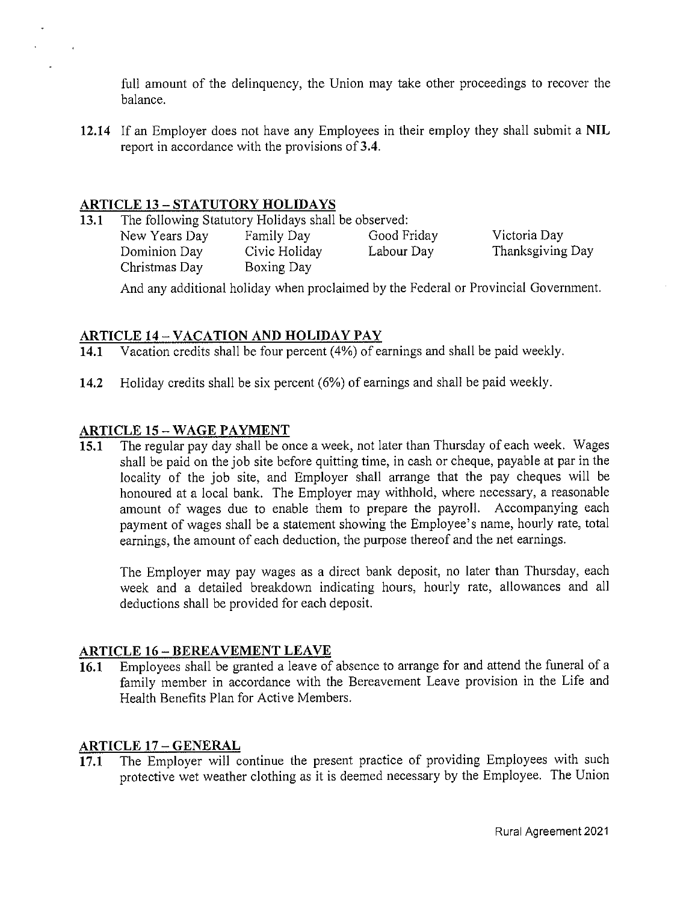full amount of the delinquency, the Union may take other proceedings to recover the balance.

**12.14** If an Employer does not have any Employees in their employ they shall submit a **NIL** report in accordance with the provisions of **3.4**.

## ARTICLE 13 – STATUTORY HOLIDAYS

**13.1** The following Statutory Holidays shall be observed:

| | | | |
|---|---|---|---|
| New Years Day | Family Day | Good Friday | Victoria Day |
| Dominion Day | Civic Holiday | Labour Day | Thanksgiving Day |
| Christmas Day | Boxing Day | | |

And any additional holiday when proclaimed by the Federal or Provincial Government.

## ARTICLE 14 – VACATION AND HOLIDAY PAY

**14.1** Vacation credits shall be four percent (4%) of earnings and shall be paid weekly.

**14.2** Holiday credits shall be six percent (6%) of earnings and shall be paid weekly.

## ARTICLE 15 – WAGE PAYMENT

**15.1** The regular pay day shall be once a week, not later than Thursday of each week. Wages shall be paid on the job site before quitting time, in cash or cheque, payable at par in the locality of the job site, and Employer shall arrange that the pay cheques will be honoured at a local bank. The Employer may withhold, where necessary, a reasonable amount of wages due to enable them to prepare the payroll. Accompanying each payment of wages shall be a statement showing the Employee's name, hourly rate, total earnings, the amount of each deduction, the purpose thereof and the net earnings.

The Employer may pay wages as a direct bank deposit, no later than Thursday, each week and a detailed breakdown indicating hours, hourly rate, allowances and all deductions shall be provided for each deposit.

## ARTICLE 16 – BEREAVEMENT LEAVE

**16.1** Employees shall be granted a leave of absence to arrange for and attend the funeral of a family member in accordance with the Bereavement Leave provision in the Life and Health Benefits Plan for Active Members.

## ARTICLE 17 – GENERAL

**17.1** The Employer will continue the present practice of providing Employees with such protective wet weather clothing as it is deemed necessary by the Employee. The Union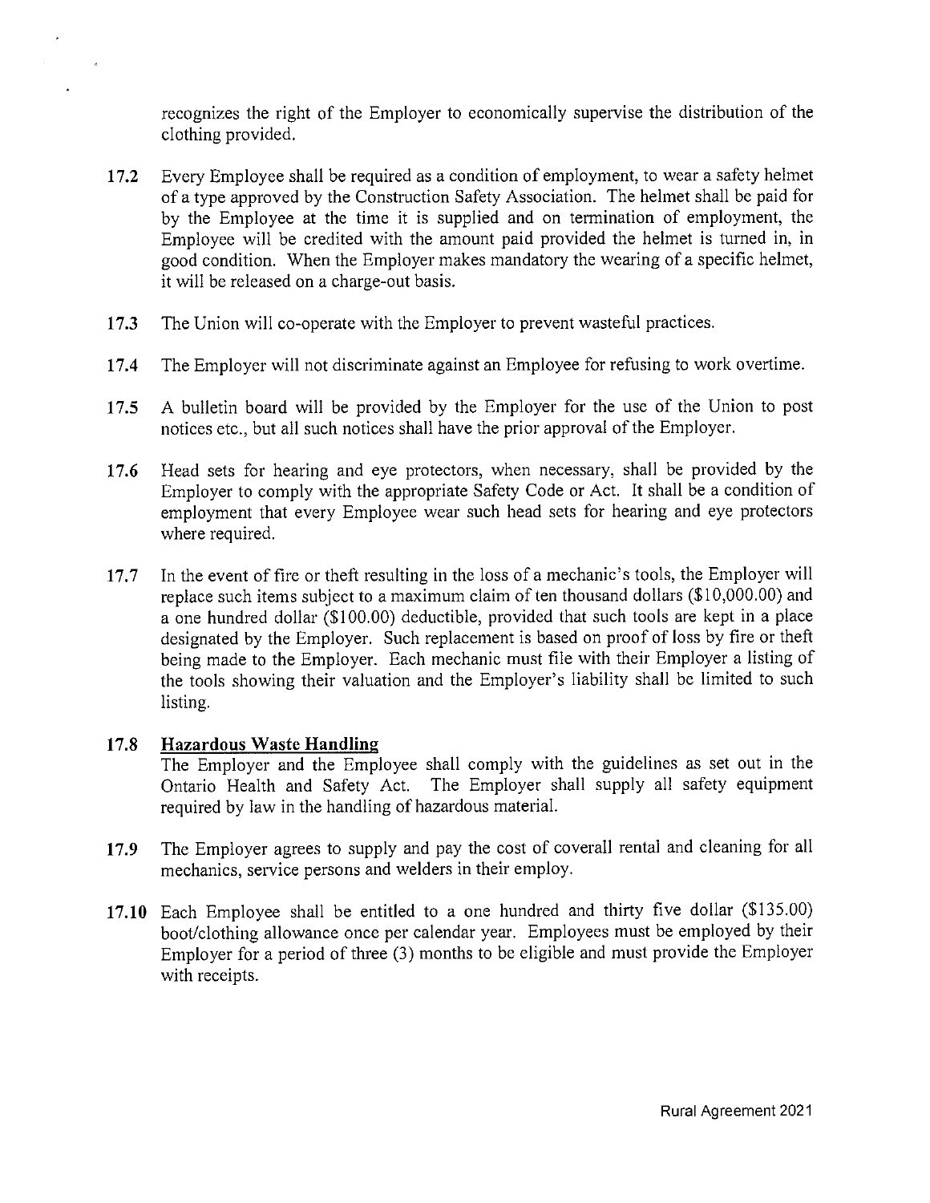recognizes the right of the Employer to economically supervise the distribution of the clothing provided.

**17.2** Every Employee shall be required as a condition of employment, to wear a safety helmet of a type approved by the Construction Safety Association. The helmet shall be paid for by the Employee at the time it is supplied and on termination of employment, the Employee will be credited with the amount paid provided the helmet is turned in, in good condition. When the Employer makes mandatory the wearing of a specific helmet, it will be released on a charge-out basis.

**17.3** The Union will co-operate with the Employer to prevent wasteful practices.

**17.4** The Employer will not discriminate against an Employee for refusing to work overtime.

**17.5** A bulletin board will be provided by the Employer for the use of the Union to post notices etc., but all such notices shall have the prior approval of the Employer.

**17.6** Head sets for hearing and eye protectors, when necessary, shall be provided by the Employer to comply with the appropriate Safety Code or Act. It shall be a condition of employment that every Employee wear such head sets for hearing and eye protectors where required.

**17.7** In the event of fire or theft resulting in the loss of a mechanic's tools, the Employer will replace such items subject to a maximum claim of ten thousand dollars ($10,000.00) and a one hundred dollar ($100.00) deductible, provided that such tools are kept in a place designated by the Employer. Such replacement is based on proof of loss by fire or theft being made to the Employer. Each mechanic must file with their Employer a listing of the tools showing their valuation and the Employer's liability shall be limited to such listing.

**17.8** **<u>Hazardous Waste Handling</u>**
The Employer and the Employee shall comply with the guidelines as set out in the Ontario Health and Safety Act. The Employer shall supply all safety equipment required by law in the handling of hazardous material.

**17.9** The Employer agrees to supply and pay the cost of coverall rental and cleaning for all mechanics, service persons and welders in their employ.

**17.10** Each Employee shall be entitled to a one hundred and thirty five dollar ($135.00) boot/clothing allowance once per calendar year. Employees must be employed by their Employer for a period of three (3) months to be eligible and must provide the Employer with receipts.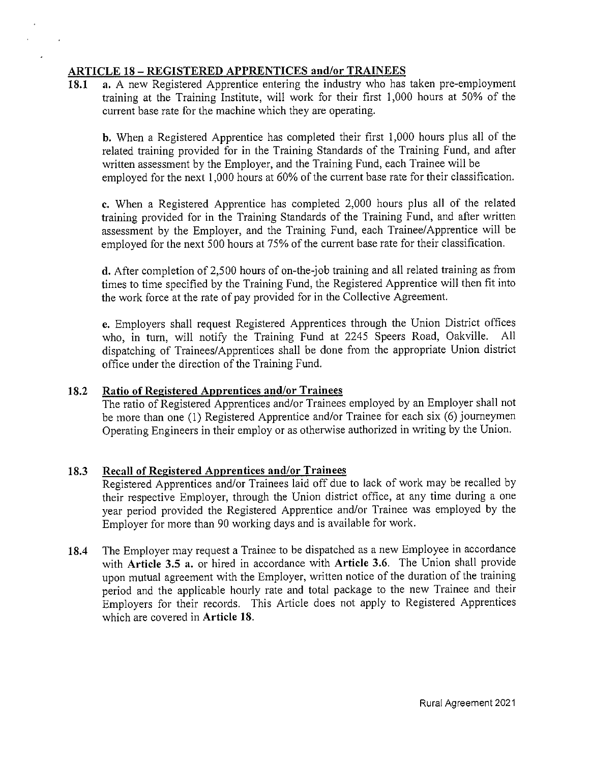## ARTICLE 18 – REGISTERED APPRENTICES and/or TRAINEES

**18.1** **a.** A new Registered Apprentice entering the industry who has taken pre-employment training at the Training Institute, will work for their first 1,000 hours at 50% of the current base rate for the machine which they are operating.

**b.** When a Registered Apprentice has completed their first 1,000 hours plus all of the related training provided for in the Training Standards of the Training Fund, and after written assessment by the Employer, and the Training Fund, each Trainee will be employed for the next 1,000 hours at 60% of the current base rate for their classification.

**c.** When a Registered Apprentice has completed 2,000 hours plus all of the related training provided for in the Training Standards of the Training Fund, and after written assessment by the Employer, and the Training Fund, each Trainee/Apprentice will be employed for the next 500 hours at 75% of the current base rate for their classification.

**d.** After completion of 2,500 hours of on-the-job training and all related training as from times to time specified by the Training Fund, the Registered Apprentice will then fit into the work force at the rate of pay provided for in the Collective Agreement.

**e.** Employers shall request Registered Apprentices through the Union District offices who, in turn, will notify the Training Fund at 2245 Speers Road, Oakville. All dispatching of Trainees/Apprentices shall be done from the appropriate Union district office under the direction of the Training Fund.

**18.2** **Ratio of Registered Apprentices and/or Trainees**

The ratio of Registered Apprentices and/or Trainees employed by an Employer shall not be more than one (1) Registered Apprentice and/or Trainee for each six (6) journeymen Operating Engineers in their employ or as otherwise authorized in writing by the Union.

**18.3** **Recall of Registered Apprentices and/or Trainees**

Registered Apprentices and/or Trainees laid off due to lack of work may be recalled by their respective Employer, through the Union district office, at any time during a one year period provided the Registered Apprentice and/or Trainee was employed by the Employer for more than 90 working days and is available for work.

**18.4** The Employer may request a Trainee to be dispatched as a new Employee in accordance with **Article 3.5 a.** or hired in accordance with **Article 3.6**. The Union shall provide upon mutual agreement with the Employer, written notice of the duration of the training period and the applicable hourly rate and total package to the new Trainee and their Employers for their records. This Article does not apply to Registered Apprentices which are covered in **Article 18.**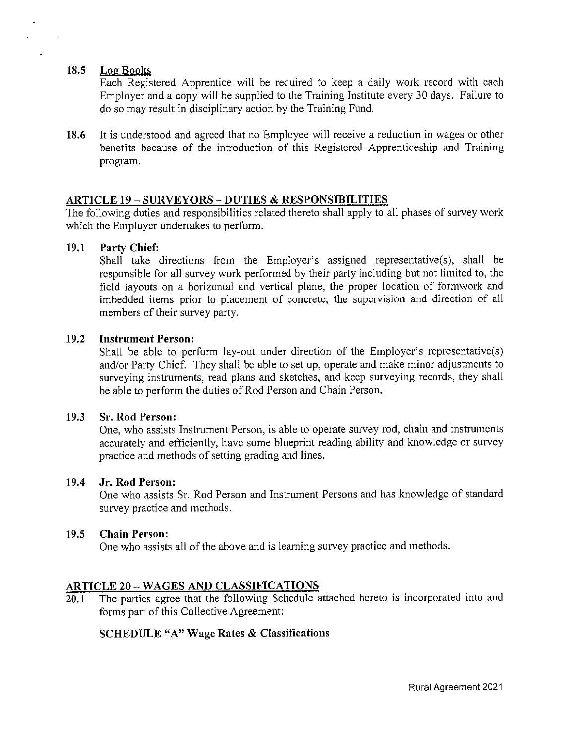**18.5 Log Books**

Each Registered Apprentice will be required to keep a daily work record with each Employer and a copy will be supplied to the Training Institute every 30 days. Failure to do so may result in disciplinary action by the Training Fund.

**18.6** It is understood and agreed that no Employee will receive a reduction in wages or other benefits because of the introduction of this Registered Apprenticeship and Training program.

## ARTICLE 19 – SURVEYORS – DUTIES & RESPONSIBILITIES

The following duties and responsibilities related thereto shall apply to all phases of survey work which the Employer undertakes to perform.

**19.1 Party Chief:**

Shall take directions from the Employer's assigned representative(s), shall be responsible for all survey work performed by their party including but not limited to, the field layouts on a horizontal and vertical plane, the proper location of formwork and imbedded items prior to placement of concrete, the supervision and direction of all members of their survey party.

**19.2 Instrument Person:**

Shall be able to perform lay-out under direction of the Employer's representative(s) and/or Party Chief. They shall be able to set up, operate and make minor adjustments to surveying instruments, read plans and sketches, and keep surveying records, they shall be able to perform the duties of Rod Person and Chain Person.

**19.3 Sr. Rod Person:**

One, who assists Instrument Person, is able to operate survey rod, chain and instruments accurately and efficiently, have some blueprint reading ability and knowledge or survey practice and methods of setting grading and lines.

**19.4 Jr. Rod Person:**

One who assists Sr. Rod Person and Instrument Persons and has knowledge of standard survey practice and methods.

**19.5 Chain Person:**

One who assists all of the above and is learning survey practice and methods.

## ARTICLE 20 – WAGES AND CLASSIFICATIONS

**20.1** The parties agree that the following Schedule attached hereto is incorporated into and forms part of this Collective Agreement:

**SCHEDULE "A" Wage Rates & Classifications**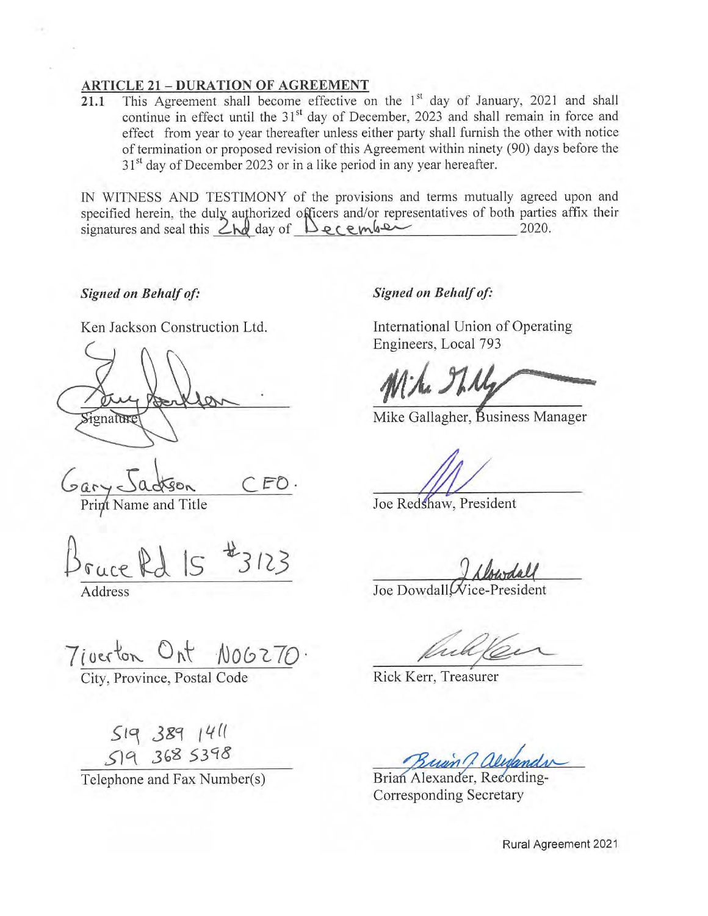## ARTICLE 21 – DURATION OF AGREEMENT

**21.1** This Agreement shall become effective on the 1st day of January, 2021 and shall continue in effect until the 31st day of December, 2023 and shall remain in force and effect from year to year thereafter unless either party shall furnish the other with notice of termination or proposed revision of this Agreement within ninety (90) days before the 31st day of December 2023 or in a like period in any year hereafter.

IN WITNESS AND TESTIMONY of the provisions and terms mutually agreed upon and specified herein, the duly authorized officers and/or representatives of both parties affix their signatures and seal this 2nd day of December 2020.

***Signed on Behalf of:***

Ken Jackson Construction Ltd.

Signature

Gary Jackson CEO.
Print Name and Title

Bruce Rd 15 #3123
Address

Tiverton Ont N0G2T0.
City, Province, Postal Code

519 389 1411
519 368 5398
Telephone and Fax Number(s)

***Signed on Behalf of:***

International Union of Operating Engineers, Local 793

Mike Gallagher, Business Manager

Joe Redshaw, President

Joe Dowdall, Vice-President

Rick Kerr, Treasurer

Brian Alexander, Recording-Corresponding Secretary

Rural Agreement 2021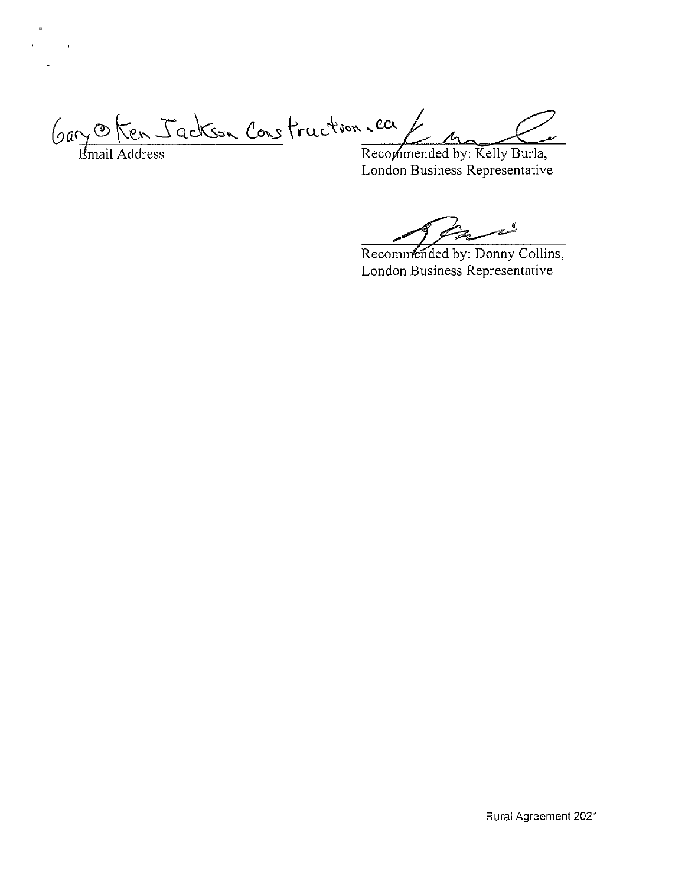Gary@KenJacksonConstruction.ca

Email Address

Recommended by: Kelly Burla,
London Business Representative

Recommended by: Donny Collins,
London Business Representative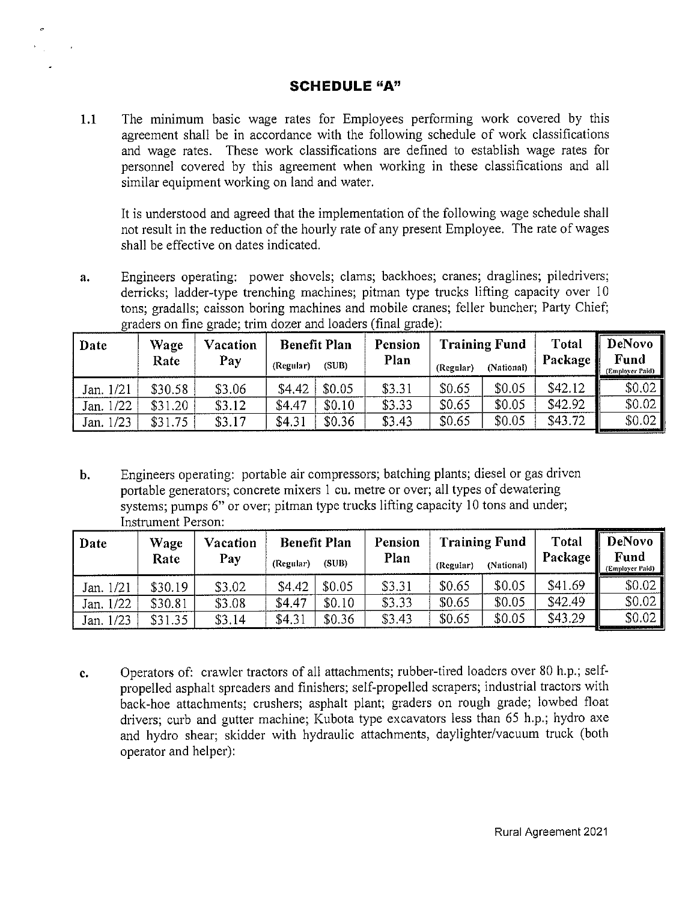## SCHEDULE "A"

1.1 The minimum basic wage rates for Employees performing work covered by this agreement shall be in accordance with the following schedule of work classifications and wage rates. These work classifications are defined to establish wage rates for personnel covered by this agreement when working in these classifications and all similar equipment working on land and water.

It is understood and agreed that the implementation of the following wage schedule shall not result in the reduction of the hourly rate of any present Employee. The rate of wages shall be effective on dates indicated.

a. Engineers operating: power shovels; clams; backhoes; cranes; draglines; piledrivers; derricks; ladder-type trenching machines; pitman type trucks lifting capacity over 10 tons; gradalls; caisson boring machines and mobile cranes; feller buncher; Party Chief; graders on fine grade; trim dozer and loaders (final grade):

| Date | Wage Rate | Vacation Pay | Benefit Plan | | Pension Plan | Training Fund | | Total Package | DeNovo Fund (Employer Paid) |
|---|---|---|---|---|---|---|---|---|---|
| | | | (Regular) | (SUB) | | (Regular) | (National) | | |
| Jan. 1/21 | $30.58 | $3.06 | $4.42 | $0.05 | $3.31 | $0.65 | $0.05 | $42.12 | $0.02 |
| Jan. 1/22 | $31.20 | $3.12 | $4.47 | $0.10 | $3.33 | $0.65 | $0.05 | $42.92 | $0.02 |
| Jan. 1/23 | $31.75 | $3.17 | $4.31 | $0.36 | $3.43 | $0.65 | $0.05 | $43.72 | $0.02 |

b. Engineers operating: portable air compressors; batching plants; diesel or gas driven portable generators; concrete mixers 1 cu. metre or over; all types of dewatering systems; pumps 6" or over; pitman type trucks lifting capacity 10 tons and under; Instrument Person:

| Date | Wage Rate | Vacation Pay | Benefit Plan | | Pension Plan | Training Fund | | Total Package | DeNovo Fund (Employer Paid) |
|---|---|---|---|---|---|---|---|---|---|
| | | | (Regular) | (SUB) | | (Regular) | (National) | | |
| Jan. 1/21 | $30.19 | $3.02 | $4.42 | $0.05 | $3.31 | $0.65 | $0.05 | $41.69 | $0.02 |
| Jan. 1/22 | $30.81 | $3.08 | $4.47 | $0.10 | $3.33 | $0.65 | $0.05 | $42.49 | $0.02 |
| Jan. 1/23 | $31.35 | $3.14 | $4.31 | $0.36 | $3.43 | $0.65 | $0.05 | $43.29 | $0.02 |

c. Operators of: crawler tractors of all attachments; rubber-tired loaders over 80 h.p.; self-propelled asphalt spreaders and finishers; self-propelled scrapers; industrial tractors with back-hoe attachments; crushers; asphalt plant; graders on rough grade; lowbed float drivers; curb and gutter machine; Kubota type excavators less than 65 h.p.; hydro axe and hydro shear; skidder with hydraulic attachments, daylighter/vacuum truck (both operator and helper):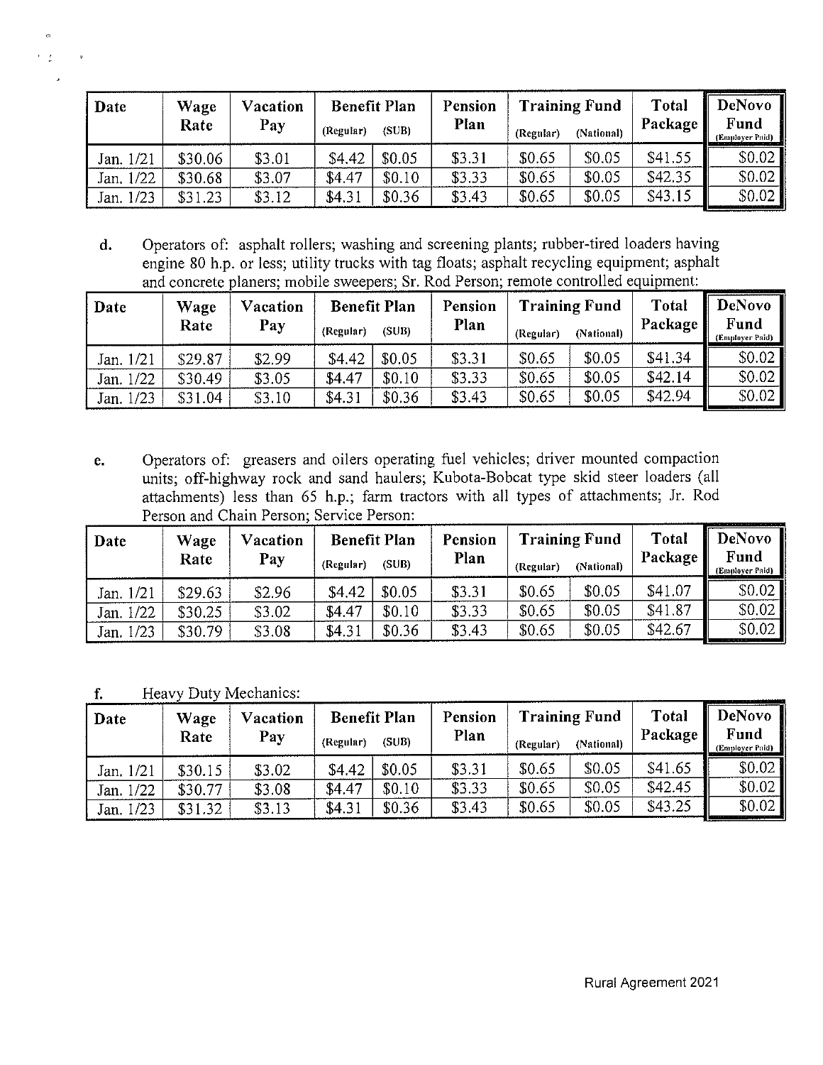| Date | Wage Rate | Vacation Pay | Benefit Plan | | Pension Plan | Training Fund | | Total Package | DeNovo Fund |
|---|---|---|---|---|---|---|---|---|---|
| | | | (Regular) | (SUB) | | (Regular) | (National) | | (Employer Paid) |
| Jan. 1/21 | $30.06 | $3.01 | $4.42 | $0.05 | $3.31 | $0.65 | $0.05 | $41.55 | $0.02 |
| Jan. 1/22 | $30.68 | $3.07 | $4.47 | $0.10 | $3.33 | $0.65 | $0.05 | $42.35 | $0.02 |
| Jan. 1/23 | $31.23 | $3.12 | $4.31 | $0.36 | $3.43 | $0.65 | $0.05 | $43.15 | $0.02 |

d. Operators of: asphalt rollers; washing and screening plants; rubber-tired loaders having engine 80 h.p. or less; utility trucks with tag floats; asphalt recycling equipment; asphalt and concrete planers; mobile sweepers; Sr. Rod Person; remote controlled equipment:

| Date | Wage Rate | Vacation Pay | Benefit Plan | | Pension Plan | Training Fund | | Total Package | DeNovo Fund |
|---|---|---|---|---|---|---|---|---|---|
| | | | (Regular) | (SUB) | | (Regular) | (National) | | (Employer Paid) |
| Jan. 1/21 | $29.87 | $2.99 | $4.42 | $0.05 | $3.31 | $0.65 | $0.05 | $41.34 | $0.02 |
| Jan. 1/22 | $30.49 | $3.05 | $4.47 | $0.10 | $3.33 | $0.65 | $0.05 | $42.14 | $0.02 |
| Jan. 1/23 | $31.04 | $3.10 | $4.31 | $0.36 | $3.43 | $0.65 | $0.05 | $42.94 | $0.02 |

e. Operators of: greasers and oilers operating fuel vehicles; driver mounted compaction units; off-highway rock and sand haulers; Kubota-Bobcat type skid steer loaders (all attachments) less than 65 h.p.; farm tractors with all types of attachments; Jr. Rod Person and Chain Person; Service Person:

| Date | Wage Rate | Vacation Pay | Benefit Plan | | Pension Plan | Training Fund | | Total Package | DeNovo Fund |
|---|---|---|---|---|---|---|---|---|---|
| | | | (Regular) | (SUB) | | (Regular) | (National) | | (Employer Paid) |
| Jan. 1/21 | $29.63 | $2.96 | $4.42 | $0.05 | $3.31 | $0.65 | $0.05 | $41.07 | $0.02 |
| Jan. 1/22 | $30.25 | $3.02 | $4.47 | $0.10 | $3.33 | $0.65 | $0.05 | $41.87 | $0.02 |
| Jan. 1/23 | $30.79 | $3.08 | $4.31 | $0.36 | $3.43 | $0.65 | $0.05 | $42.67 | $0.02 |

f. Heavy Duty Mechanics:

| Date | Wage Rate | Vacation Pay | Benefit Plan | | Pension Plan | Training Fund | | Total Package | DeNovo Fund |
|---|---|---|---|---|---|---|---|---|---|
| | | | (Regular) | (SUB) | | (Regular) | (National) | | (Employer Paid) |
| Jan. 1/21 | $30.15 | $3.02 | $4.42 | $0.05 | $3.31 | $0.65 | $0.05 | $41.65 | $0.02 |
| Jan. 1/22 | $30.77 | $3.08 | $4.47 | $0.10 | $3.33 | $0.65 | $0.05 | $42.45 | $0.02 |
| Jan. 1/23 | $31.32 | $3.13 | $4.31 | $0.36 | $3.43 | $0.65 | $0.05 | $43.25 | $0.02 |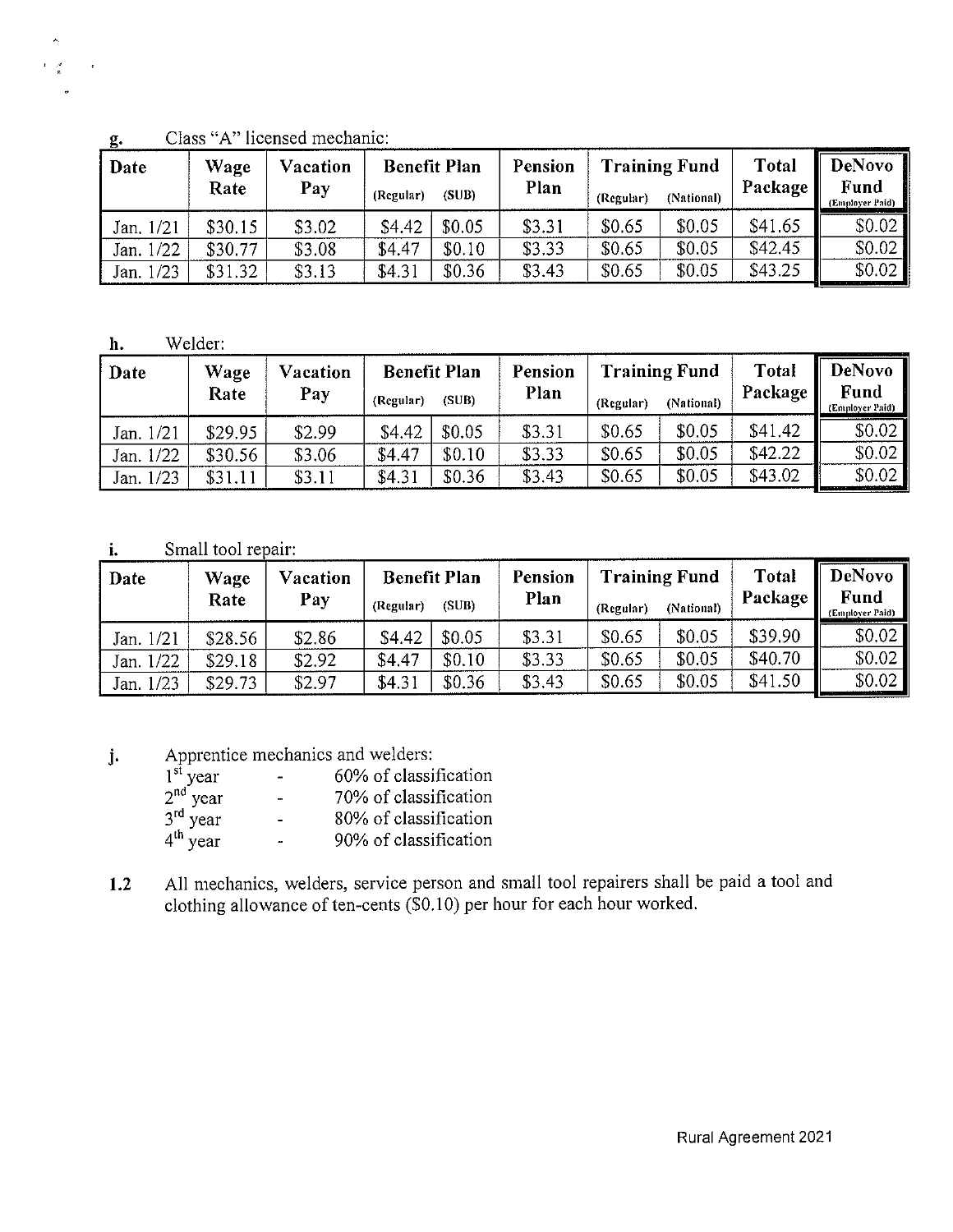g. Class "A" licensed mechanic:

| Date | Wage Rate | Vacation Pay | Benefit Plan | | Pension Plan | Training Fund | | Total Package | DeNovo Fund (Employer Paid) |
|---|---|---|---|---|---|---|---|---|---|
| | | | (Regular) | (SUB) | | (Regular) | (National) | | |
| Jan. 1/21 | $30.15 | $3.02 | $4.42 | $0.05 | $3.31 | $0.65 | $0.05 | $41.65 | $0.02 |
| Jan. 1/22 | $30.77 | $3.08 | $4.47 | $0.10 | $3.33 | $0.65 | $0.05 | $42.45 | $0.02 |
| Jan. 1/23 | $31.32 | $3.13 | $4.31 | $0.36 | $3.43 | $0.65 | $0.05 | $43.25 | $0.02 |

h. Welder:

| Date | Wage Rate | Vacation Pay | Benefit Plan | | Pension Plan | Training Fund | | Total Package | DeNovo Fund (Employer Paid) |
|---|---|---|---|---|---|---|---|---|---|
| | | | (Regular) | (SUB) | | (Regular) | (National) | | |
| Jan. 1/21 | $29.95 | $2.99 | $4.42 | $0.05 | $3.31 | $0.65 | $0.05 | $41.42 | $0.02 |
| Jan. 1/22 | $30.56 | $3.06 | $4.47 | $0.10 | $3.33 | $0.65 | $0.05 | $42.22 | $0.02 |
| Jan. 1/23 | $31.11 | $3.11 | $4.31 | $0.36 | $3.43 | $0.65 | $0.05 | $43.02 | $0.02 |

i. Small tool repair:

| Date | Wage Rate | Vacation Pay | Benefit Plan | | Pension Plan | Training Fund | | Total Package | DeNovo Fund (Employer Paid) |
|---|---|---|---|---|---|---|---|---|---|
| | | | (Regular) | (SUB) | | (Regular) | (National) | | |
| Jan. 1/21 | $28.56 | $2.86 | $4.42 | $0.05 | $3.31 | $0.65 | $0.05 | $39.90 | $0.02 |
| Jan. 1/22 | $29.18 | $2.92 | $4.47 | $0.10 | $3.33 | $0.65 | $0.05 | $40.70 | $0.02 |
| Jan. 1/23 | $29.73 | $2.97 | $4.31 | $0.36 | $3.43 | $0.65 | $0.05 | $41.50 | $0.02 |

j. Apprentice mechanics and welders:

- 1st year - 60% of classification
- 2nd year - 70% of classification
- 3rd year - 80% of classification
- 4th year - 90% of classification

**1.2** All mechanics, welders, service person and small tool repairers shall be paid a tool and clothing allowance of ten-cents ($0.10) per hour for each hour worked.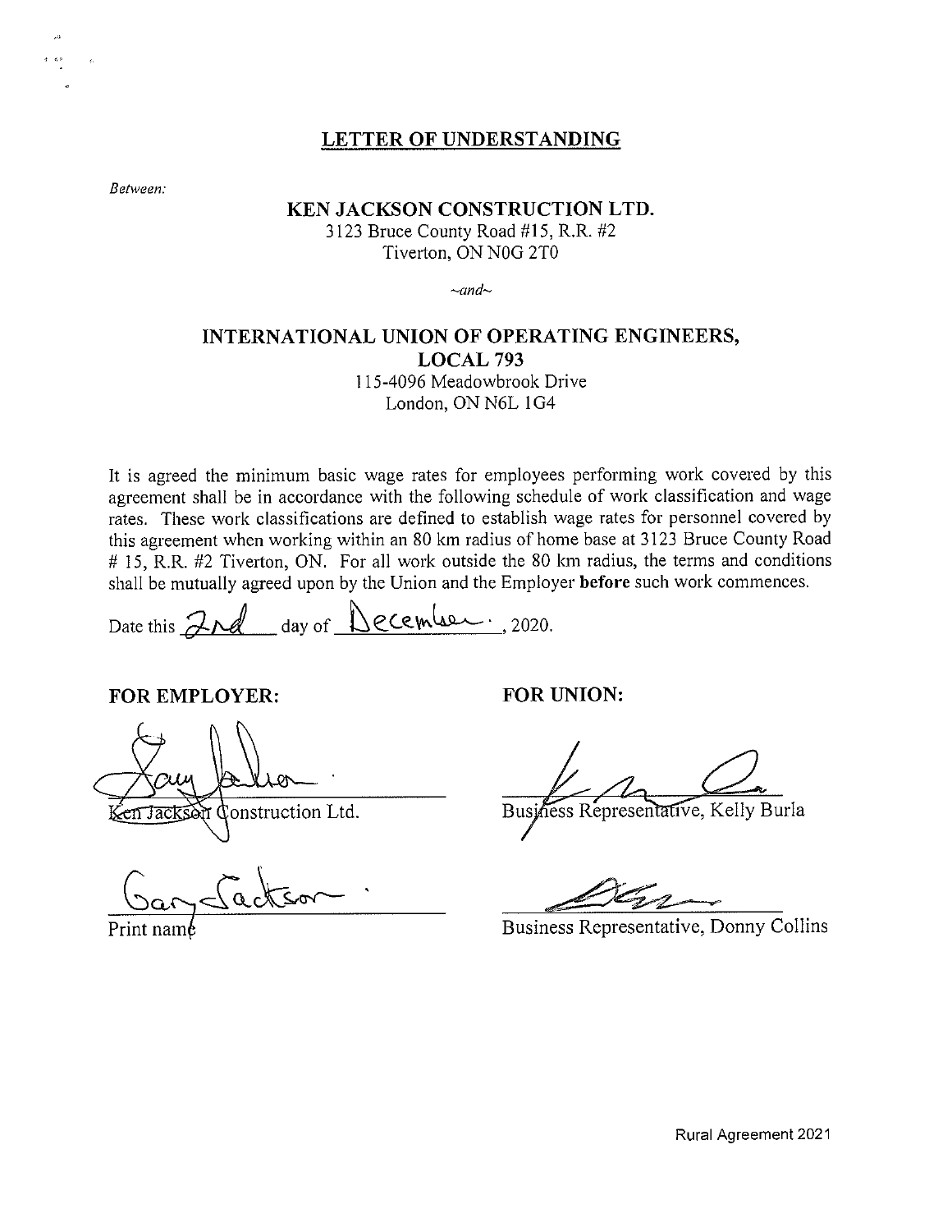# LETTER OF UNDERSTANDING

*Between:*

**KEN JACKSON CONSTRUCTION LTD.**
3123 Bruce County Road #15, R.R. #2
Tiverton, ON N0G 2T0

*~and~*

**INTERNATIONAL UNION OF OPERATING ENGINEERS, LOCAL 793**
115-4096 Meadowbrook Drive
London, ON N6L 1G4

It is agreed the minimum basic wage rates for employees performing work covered by this agreement shall be in accordance with the following schedule of work classification and wage rates. These work classifications are defined to establish wage rates for personnel covered by this agreement when working within an 80 km radius of home base at 3123 Bruce County Road # 15, R.R. #2 Tiverton, ON. For all work outside the 80 km radius, the terms and conditions shall be mutually agreed upon by the Union and the Employer **before** such work commences.

Date this 2nd day of December, 2020.

**FOR EMPLOYER:**

Ken Jackson Construction Ltd.

Gary Jackson
Print name

**FOR UNION:**

Business Representative, Kelly Burla

Business Representative, Donny Collins

Rural Agreement 2021